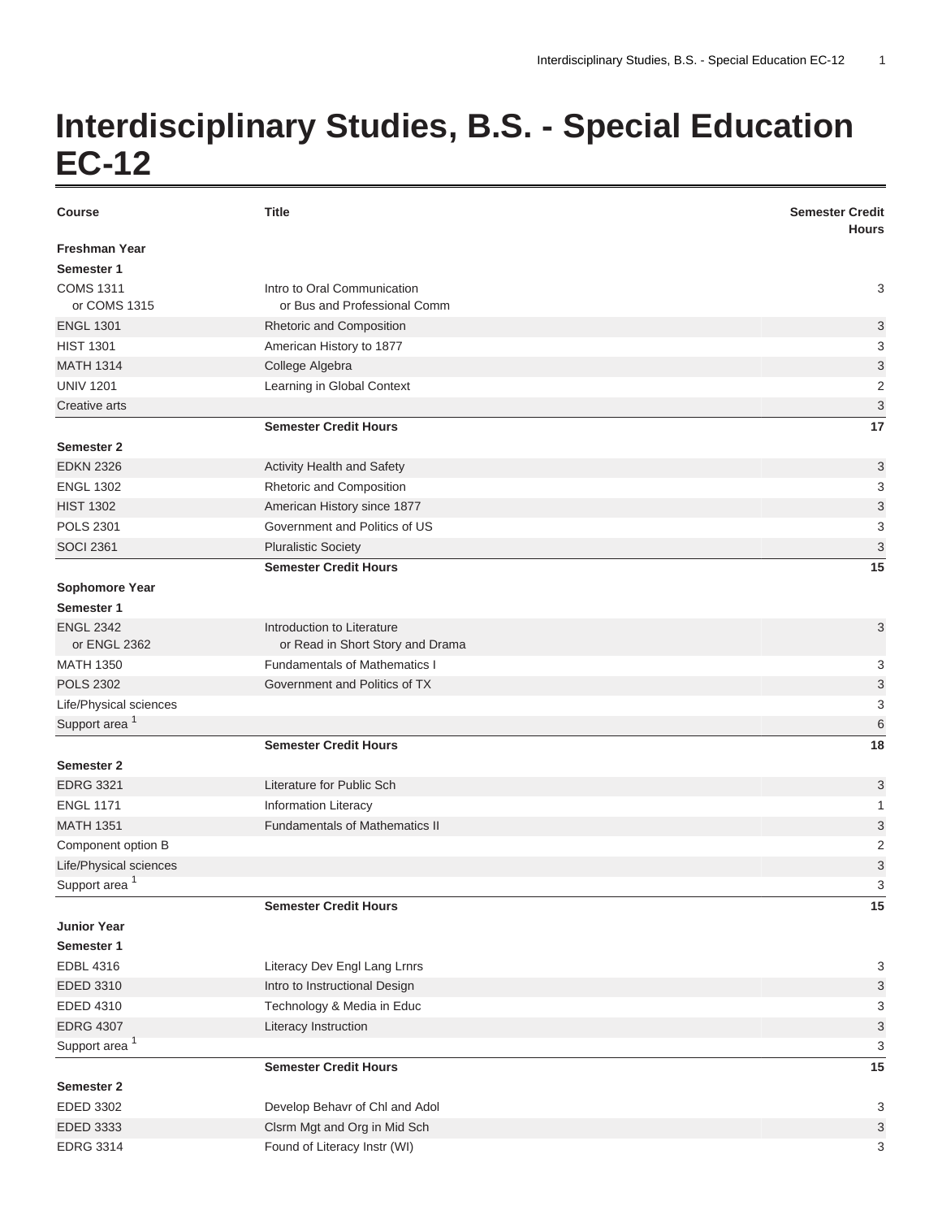# Interdisciplinary Studies, B.S. - Special Education EC-12

| Course | Title | Semester Credit Hours |
|---|---|---|
| **Freshman Year** | | |
| **Semester 1** | | |
| COMS 1311 or COMS 1315 | Intro to Oral Communication or Bus and Professional Comm | 3 |
| ENGL 1301 | Rhetoric and Composition | 3 |
| HIST 1301 | American History to 1877 | 3 |
| MATH 1314 | College Algebra | 3 |
| UNIV 1201 | Learning in Global Context | 2 |
| Creative arts | | 3 |
| | **Semester Credit Hours** | **17** |
| **Semester 2** | | |
| EDKN 2326 | Activity Health and Safety | 3 |
| ENGL 1302 | Rhetoric and Composition | 3 |
| HIST 1302 | American History since 1877 | 3 |
| POLS 2301 | Government and Politics of US | 3 |
| SOCI 2361 | Pluralistic Society | 3 |
| | **Semester Credit Hours** | **15** |
| **Sophomore Year** | | |
| **Semester 1** | | |
| ENGL 2342 or ENGL 2362 | Introduction to Literature or Read in Short Story and Drama | 3 |
| MATH 1350 | Fundamentals of Mathematics I | 3 |
| POLS 2302 | Government and Politics of TX | 3 |
| Life/Physical sciences | | 3 |
| Support area [1] | | 6 |
| | **Semester Credit Hours** | **18** |
| **Semester 2** | | |
| EDRG 3321 | Literature for Public Sch | 3 |
| ENGL 1171 | Information Literacy | 1 |
| MATH 1351 | Fundamentals of Mathematics II | 3 |
| Component option B | | 2 |
| Life/Physical sciences | | 3 |
| Support area [1] | | 3 |
| | **Semester Credit Hours** | **15** |
| **Junior Year** | | |
| **Semester 1** | | |
| EDBL 4316 | Literacy Dev Engl Lang Lrnrs | 3 |
| EDED 3310 | Intro to Instructional Design | 3 |
| EDED 4310 | Technology & Media in Educ | 3 |
| EDRG 4307 | Literacy Instruction | 3 |
| Support area [1] | | 3 |
| | **Semester Credit Hours** | **15** |
| **Semester 2** | | |
| EDED 3302 | Develop Behavr of Chl and Adol | 3 |
| EDED 3333 | Clsrm Mgt and Org in Mid Sch | 3 |
| EDRG 3314 | Found of Literacy Instr (WI) | 3 |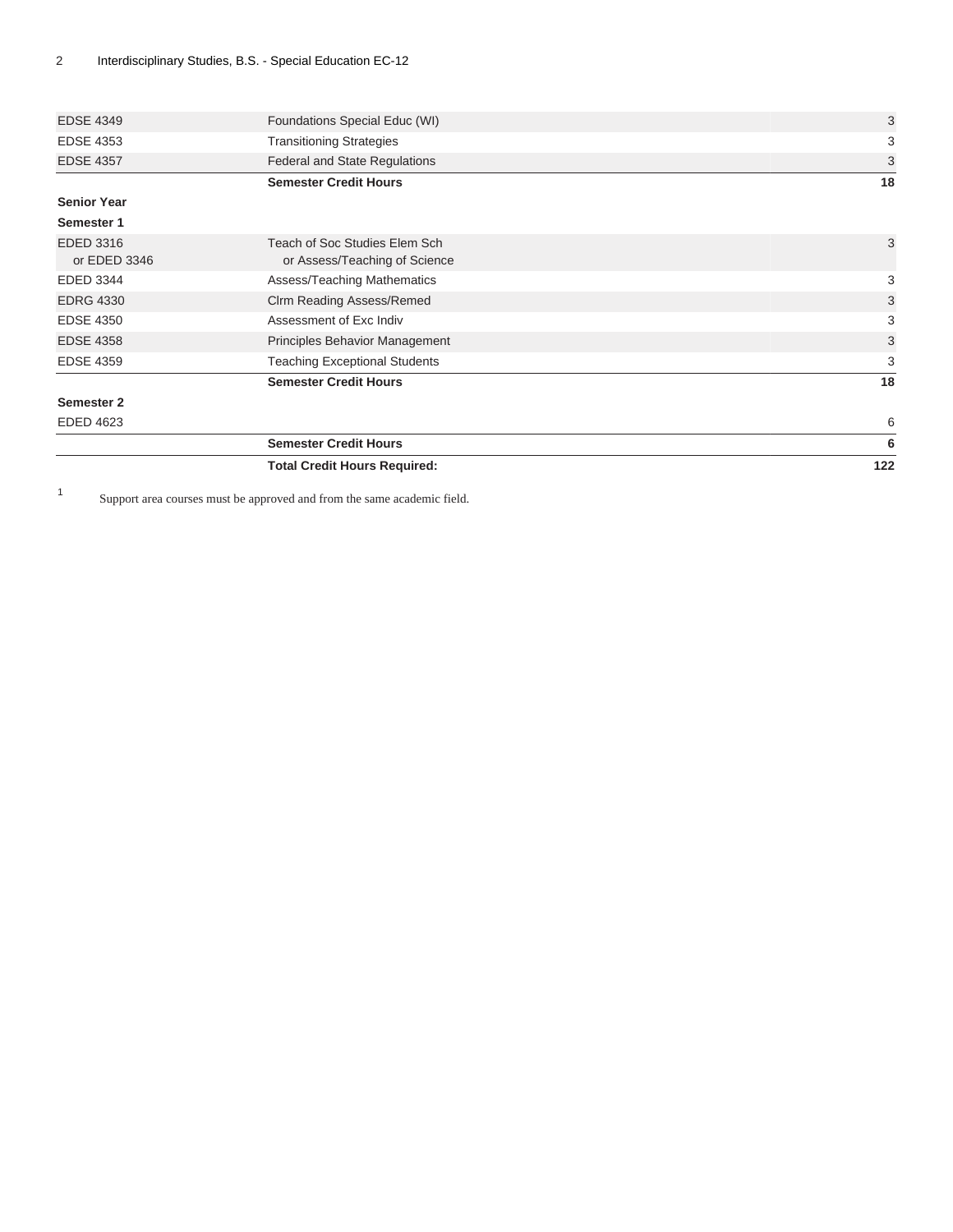| | | |
|---|---|---|
| EDSE 4349 | Foundations Special Educ (WI) | 3 |
| EDSE 4353 | Transitioning Strategies | 3 |
| EDSE 4357 | Federal and State Regulations | 3 |
| | **Semester Credit Hours** | **18** |
| **Senior Year** | | |
| **Semester 1** | | |
| EDED 3316 or EDED 3346 | Teach of Soc Studies Elem Sch or Assess/Teaching of Science | 3 |
| EDED 3344 | Assess/Teaching Mathematics | 3 |
| EDRG 4330 | Clrm Reading Assess/Remed | 3 |
| EDSE 4350 | Assessment of Exc Indiv | 3 |
| EDSE 4358 | Principles Behavior Management | 3 |
| EDSE 4359 | Teaching Exceptional Students | 3 |
| | **Semester Credit Hours** | **18** |
| **Semester 2** | | |
| EDED 4623 | | 6 |
| | **Semester Credit Hours** | **6** |
| | **Total Credit Hours Required:** | **122** |

[1] Support area courses must be approved and from the same academic field.